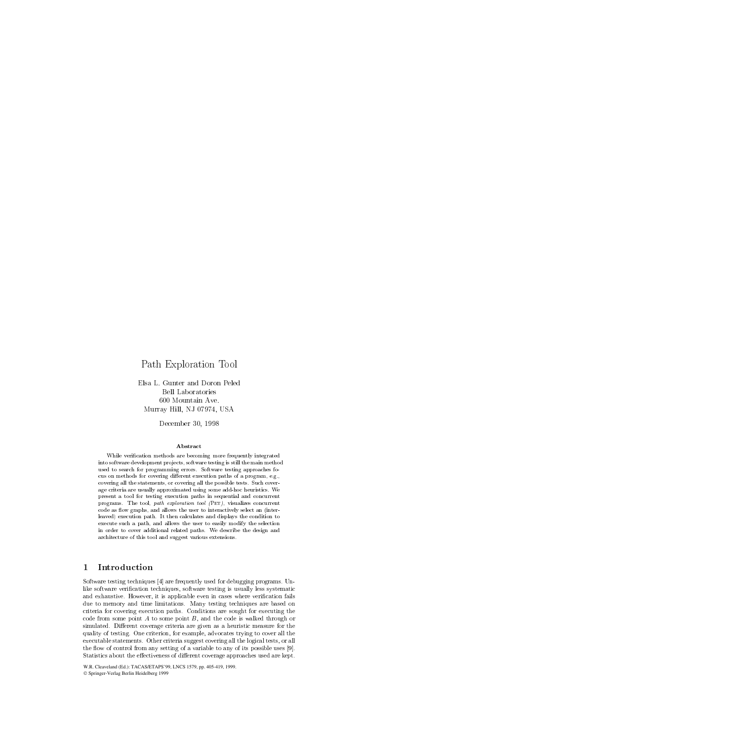# Path Exploration Tool

Elsa L. Gunter and Doron Peled
Bell Laboratories
600 Mountain Ave.
Murray Hill, NJ 07974, USA

December 30, 1998

### Abstract

While verification methods are becoming more frequently integrated into software development projects, software testing is still the main method used to search for programming errors. Software testing approaches focus on methods for covering different execution paths of a program, e.g., covering all the statements, or covering all the possible tests. Such coverage criteria are usually approximated using some add-hoc heuristics. We present a tool for testing execution paths in sequential and concurrent programs. The tool, *path exploration tool (Pet)*, visualizes concurrent code as flow graphs, and allows the user to interactively select an (interleaved) execution path. It then calculates and displays the condition to execute such a path, and allows the user to easily modify the selection in order to cover additional related paths. We describe the design and architecture of this tool and suggest various extensions.

## 1 Introduction

Software testing techniques [4] are frequently used for debugging programs. Unlike software verification techniques, software testing is usually less systematic and exhaustive. However, it is applicable even in cases where verification fails due to memory and time limitations. Many testing techniques are based on criteria for covering execution paths. Conditions are sought for executing the code from some point $A$ to some point $B$, and the code is walked through or simulated. Different coverage criteria are given as a heuristic measure for the quality of testing. One criterion, for example, advocates trying to cover all the executable statements. Other criteria suggest covering all the logical tests, or all the flow of control from any setting of a variable to any of its possible uses [9]. Statistics about the effectiveness of different coverage approaches used are kept.

W.R. Cleaveland (Ed.): TACAS/ETAPS'99, LNCS 1579, pp. 405-419, 1999.
© Springer-Verlag Berlin Heidelberg 1999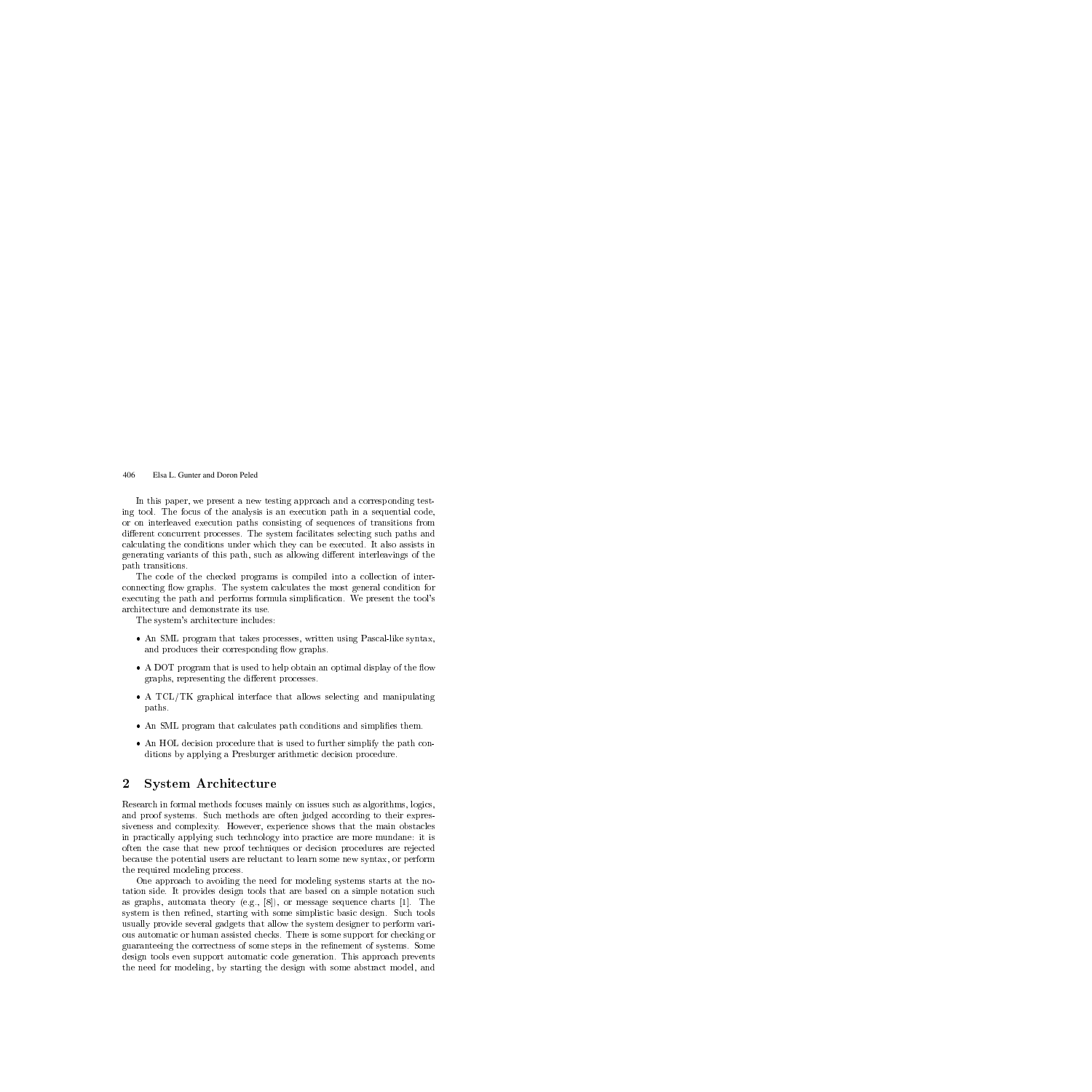In this paper, we present a new testing approach and a corresponding testing tool. The focus of the analysis is an execution path in a sequential code, or on interleaved execution paths consisting of sequences of transitions from different concurrent processes. The system facilitates selecting such paths and calculating the conditions under which they can be executed. It also assists in generating variants of this path, such as allowing different interleavings of the path transitions.

The code of the checked programs is compiled into a collection of interconnecting flow graphs. The system calculates the most general condition for executing the path and performs formula simplification. We present the tool's architecture and demonstrate its use.

The system's architecture includes:

- An SML program that takes processes, written using Pascal-like syntax, and produces their corresponding flow graphs.
- A DOT program that is used to help obtain an optimal display of the flow graphs, representing the different processes.
- A TCL/TK graphical interface that allows selecting and manipulating paths.
- An SML program that calculates path conditions and simplifies them.
- An HOL decision procedure that is used to further simplify the path conditions by applying a Presburger arithmetic decision procedure.

## 2 System Architecture

Research in formal methods focuses mainly on issues such as algorithms, logics, and proof systems. Such methods are often judged according to their expressiveness and complexity. However, experience shows that the main obstacles in practically applying such technology into practice are more mundane: it is often the case that new proof techniques or decision procedures are rejected because the potential users are reluctant to learn some new syntax, or perform the required modeling process.

One approach to avoiding the need for modeling systems starts at the notation side. It provides design tools that are based on a simple notation such as graphs, automata theory (e.g., [8]), or message sequence charts [1]. The system is then refined, starting with some simplistic basic design. Such tools usually provide several gadgets that allow the system designer to perform various automatic or human assisted checks. There is some support for checking or guaranteeing the correctness of some steps in the refinement of systems. Some design tools even support automatic code generation. This approach prevents the need for modeling, by starting the design with some abstract model, and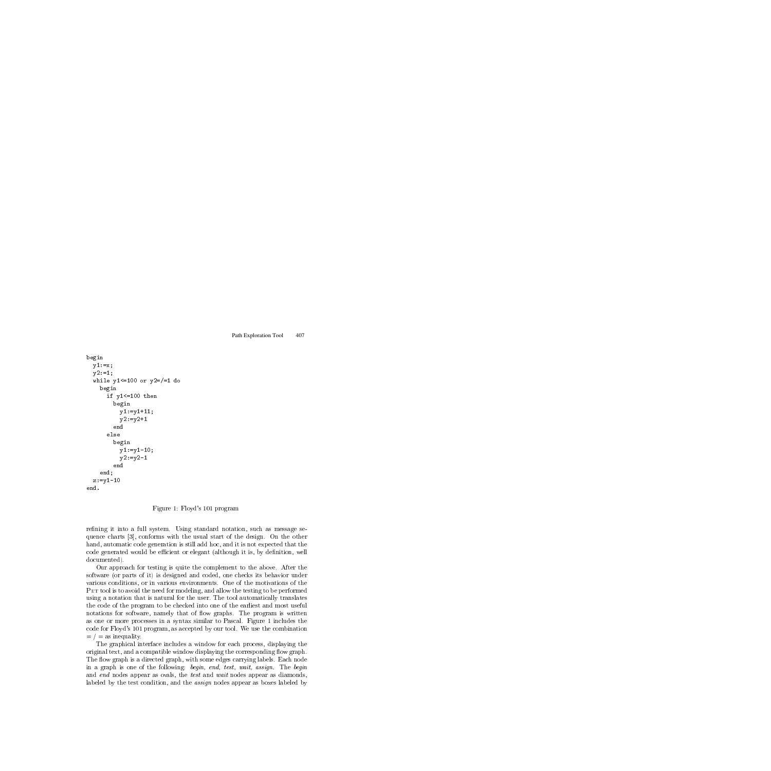```
begin
  y1:=x;
  y2:=1;
  while y1<=100 or y2=/=1 do
    begin
      if y1<=100 then
        begin
          y1:=y1+11;
          y2:=y2+1
        end
      else
        begin
          y1:=y1-10;
          y2:=y2-1
        end
    end;
  z:=y1-10
end.
```

Figure 1: Floyd's 101 program

refining it into a full system. Using standard notation, such as message sequence charts [3], conforms with the usual start of the design. On the other hand, automatic code generation is still add hoc, and it is not expected that the code generated would be efficient or elegant (although it is, by definition, well documented).

Our approach for testing is quite the complement to the above. After the software (or parts of it) is designed and coded, one checks its behavior under various conditions, or in various environments. One of the motivations of the PET tool is to avoid the need for modeling, and allow the testing to be performed using a notation that is natural for the user. The tool automatically translates the code of the program to be checked into one of the earliest and most useful notations for software, namely that of flow graphs. The program is written as one or more processes in a syntax similar to Pascal. Figure 1 includes the code for Floyd's 101 program, as accepted by our tool. We use the combination $=/=$ as inequality.

The graphical interface includes a window for each process, displaying the original text, and a compatible window displaying the corresponding flow graph. The flow graph is a directed graph, with some edges carrying labels. Each node in a graph is one of the following: *begin, end, test, wait, assign*. The *begin* and *end* nodes appear as ovals, the *test* and *wait* nodes appear as diamonds, labeled by the test condition, and the *assign* nodes appear as boxes labeled by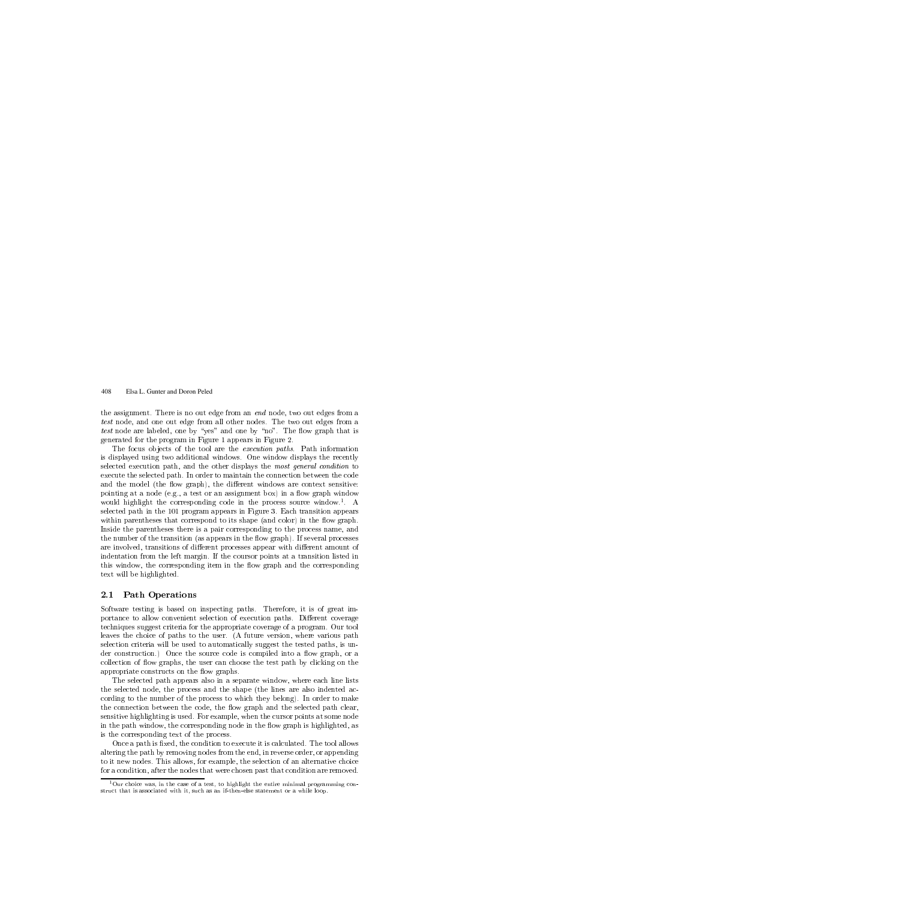the assignment. There is no out edge from an *end* node, two out edges from a *test* node, and one out edge from all other nodes. The two out edges from a *test* node are labeled, one by "yes" and one by "no". The flow graph that is generated for the program in Figure 1 appears in Figure 2.

The focus objects of the tool are the *execution paths*. Path information is displayed using two additional windows. One window displays the recently selected execution path, and the other displays the *most general condition* to execute the selected path. In order to maintain the connection between the code and the model (the flow graph), the different windows are context sensitive: pointing at a node (e.g., a test or an assignment box) in a flow graph window would highlight the corresponding code in the process source window.[1]. A selected path in the 101 program appears in Figure 3. Each transition appears within parentheses that correspond to its shape (and color) in the flow graph. Inside the parentheses there is a pair corresponding to the process name, and the number of the transition (as appears in the flow graph). If several processes are involved, transitions of different processes appear with different amount of indentation from the left margin. If the coursor points at a transition listed in this window, the corresponding item in the flow graph and the corresponding text will be highlighted.

### 2.1 Path Operations

Software testing is based on inspecting paths. Therefore, it is of great importance to allow convenient selection of execution paths. Different coverage techniques suggest criteria for the appropriate coverage of a program. Our tool leaves the choice of paths to the user. (A future version, where various path selection criteria will be used to automatically suggest the tested paths, is under construction.) Once the source code is compiled into a flow graph, or a collection of flow graphs, the user can choose the test path by clicking on the appropriate constructs on the flow graphs.

The selected path appears also in a separate window, where each line lists the selected node, the process and the shape (the lines are also indented according to the number of the process to which they belong). In order to make the connection between the code, the flow graph and the selected path clear, sensitive highlighting is used. For example, when the cursor points at some node in the path window, the corresponding node in the flow graph is highlighted, as is the corresponding text of the process.

Once a path is fixed, the condition to execute it is calculated. The tool allows altering the path by removing nodes from the end, in reverse order, or appending to it new nodes. This allows, for example, the selection of an alternative choice for a condition, after the nodes that were chosen past that condition are removed.

---

[1] Our choice was, in the case of a test, to highlight the entire minimal programming construct that is associated with it, such as an if-then-else statement or a while loop.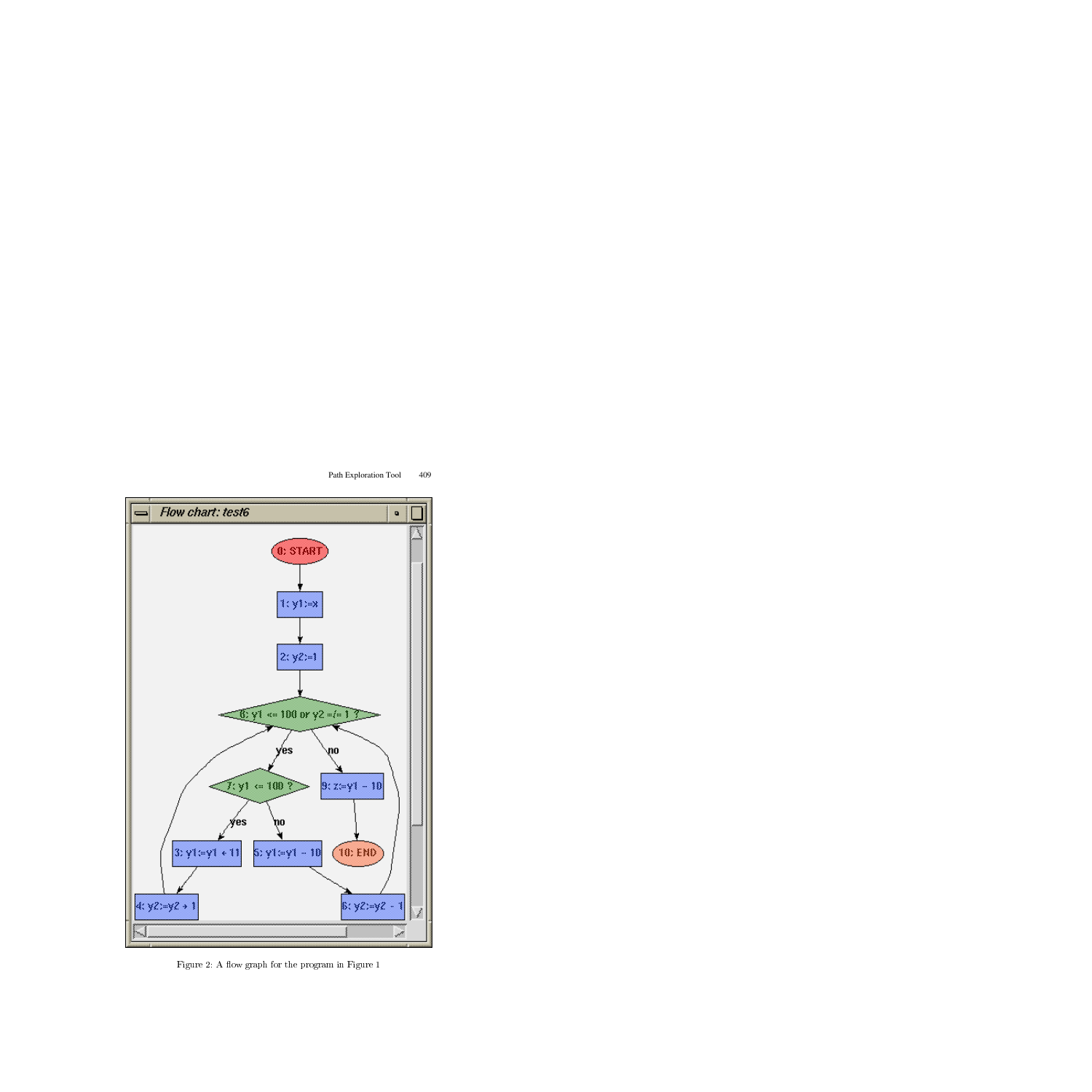Figure 2: A flow graph for the program in Figure 1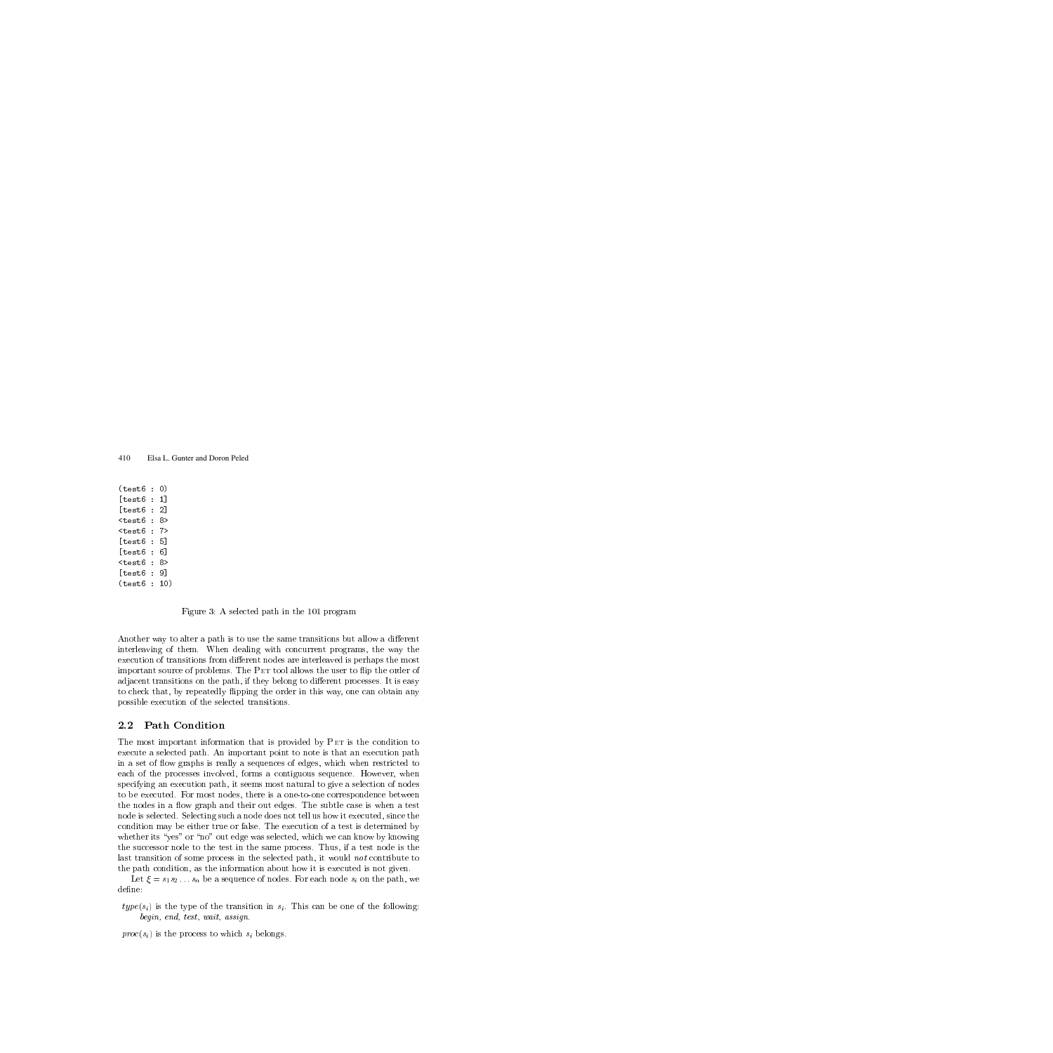```
(test6 : 0)
[test6 : 1]
[test6 : 2]
<test6 : 8>
<test6 : 7>
[test6 : 5]
[test6 : 6]
<test6 : 8>
[test6 : 9]
(test6 : 10)
```

Figure 3: A selected path in the 101 program

Another way to alter a path is to use the same transitions but allow a different interleaving of them. When dealing with concurrent programs, the way the execution of transitions from different nodes are interleaved is perhaps the most important source of problems. The PET tool allows the user to flip the order of adjacent transitions on the path, if they belong to different processes. It is easy to check that, by repeatedly flipping the order in this way, one can obtain any possible execution of the selected transitions.

## 2.2 Path Condition

The most important information that is provided by PET is the condition to execute a selected path. An important point to note is that an execution path in a set of flow graphs is really a sequences of edges, which when restricted to each of the processes involved, forms a contiguous sequence. However, when specifying an execution path, it seems most natural to give a selection of nodes to be executed. For most nodes, there is a one-to-one correspondence between the nodes in a flow graph and their out edges. The subtle case is when a test node is selected. Selecting such a node does not tell us how it executed, since the condition may be either true or false. The execution of a test is determined by whether its "yes" or "no" out edge was selected, which we can know by knowing the successor node to the test in the same process. Thus, if a test node is the last transition of some process in the selected path, it would *not* contribute to the path condition, as the information about how it is executed is not given.

Let $\xi = s_1 s_2 \ldots s_n$ be a sequence of nodes. For each node $s_i$ on the path, we define:

$type(s_i)$ is the type of the transition in $s_i$. This can be one of the following: *begin, end, test, wait, assign*.

$proc(s_i)$ is the process to which $s_i$ belongs.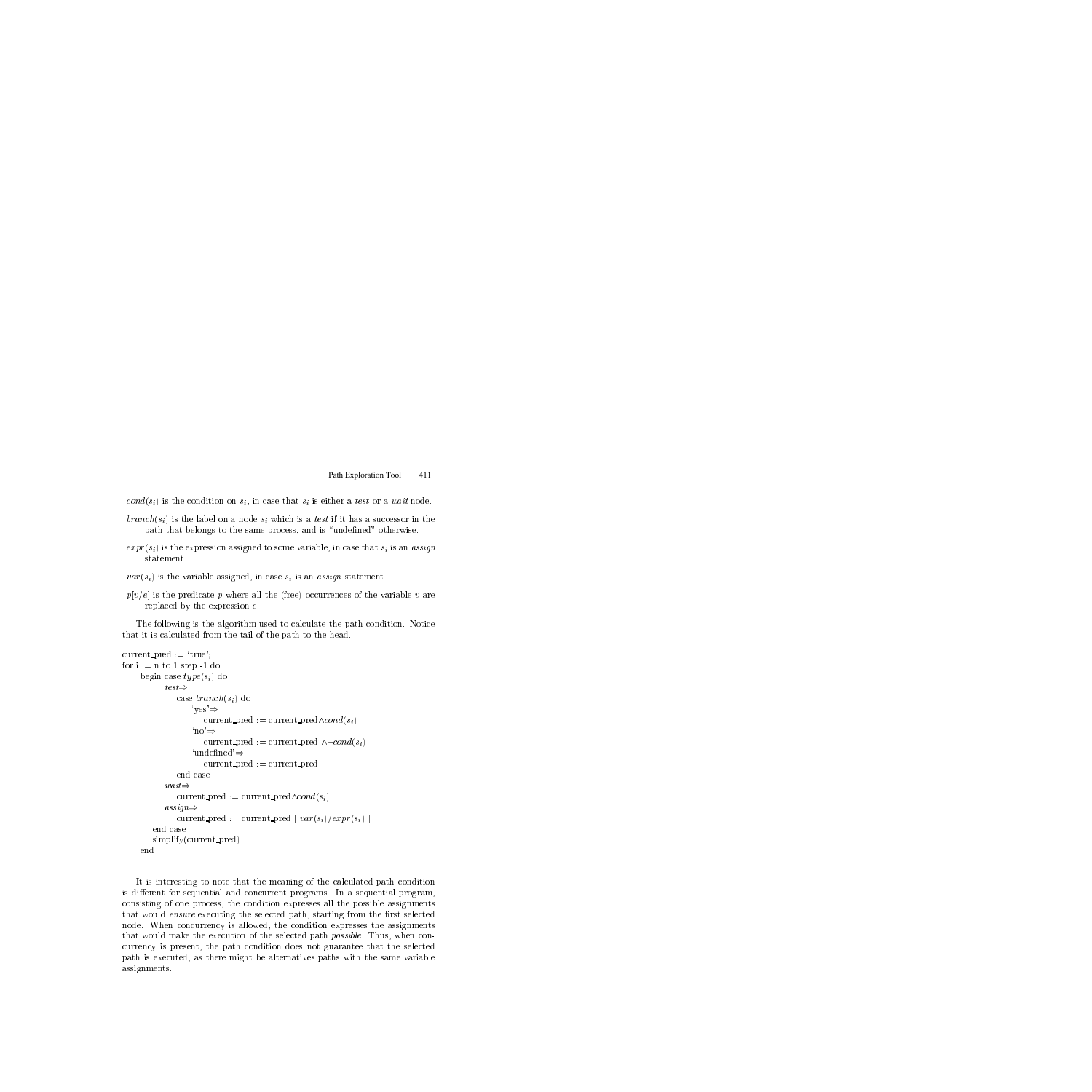$cond(s_i)$ is the condition on $s_i$, in case that $s_i$ is either a *test* or a *wait* node.

$branch(s_i)$ is the label on a node $s_i$ which is a *test* if it has a successor in the path that belongs to the same process, and is "undefined" otherwise.

$expr(s_i)$ is the expression assigned to some variable, in case that $s_i$ is an *assign* statement.

$var(s_i)$ is the variable assigned, in case $s_i$ is an *assign* statement.

$p[v/e]$ is the predicate $p$ where all the (free) occurrences of the variable $v$ are replaced by the expression $e$.

The following is the algorithm used to calculate the path condition. Notice that it is calculated from the tail of the path to the head.

```
current_pred := 'true';
for i := n to 1 step -1 do
    begin case type(s_i) do
        test⇒
            case branch(s_i) do
                'yes'⇒
                    current_pred := current_pred∧cond(s_i)
                'no'⇒
                    current_pred := current_pred ∧¬cond(s_i)
                'undefined'⇒
                    current_pred := current_pred
            end case
        wait⇒
            current_pred := current_pred∧cond(s_i)
        assign⇒
            current_pred := current_pred [ var(s_i)/expr(s_i) ]
      end case
      simplify(current_pred)
    end
```

It is interesting to note that the meaning of the calculated path condition is different for sequential and concurrent programs. In a sequential program, consisting of one process, the condition expresses all the possible assignments that would *ensure* executing the selected path, starting from the first selected node. When concurrency is allowed, the condition expresses the assignments that would make the execution of the selected path *possible*. Thus, when concurrency is present, the path condition does not guarantee that the selected path is executed, as there might be alternatives paths with the same variable assignments.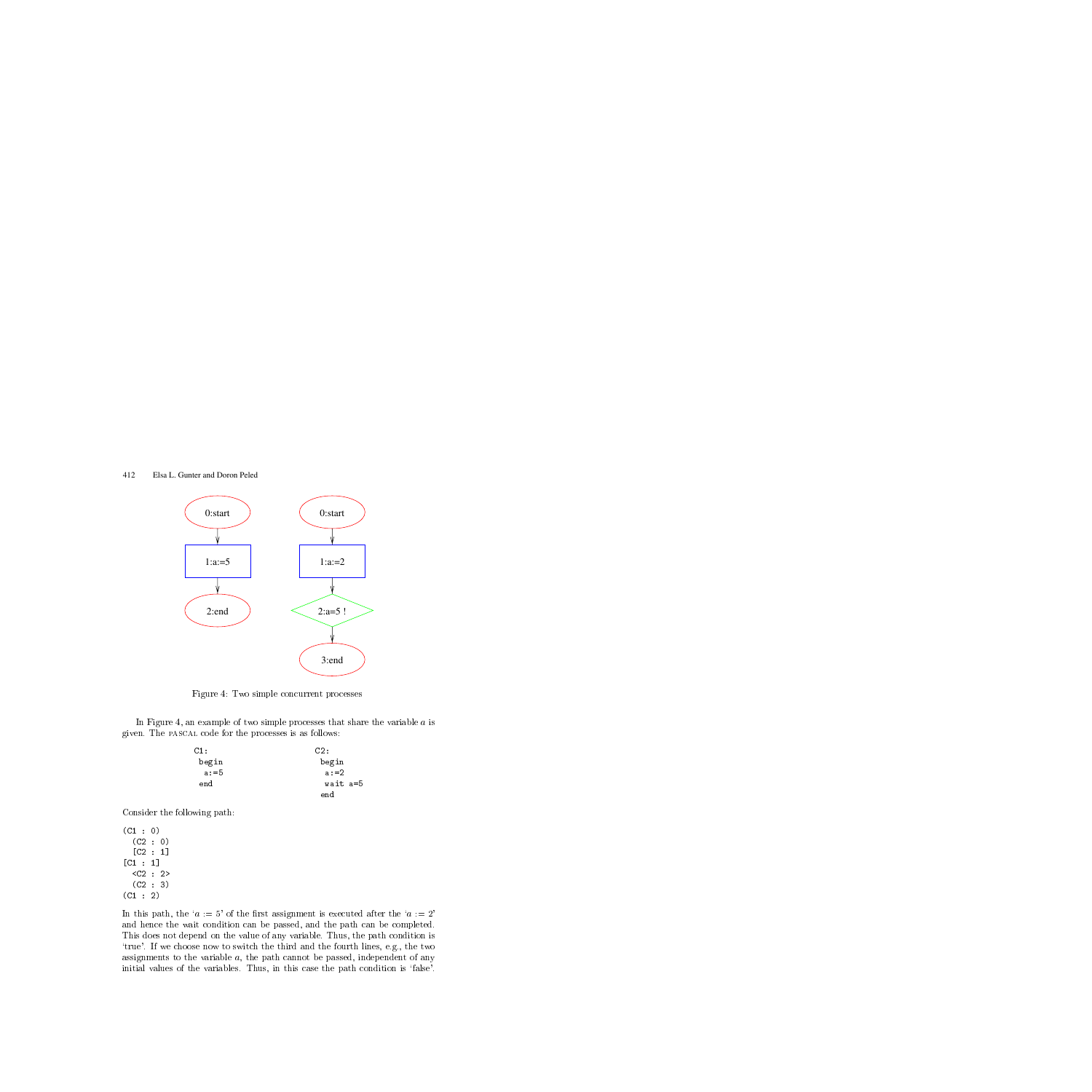Figure 4: Two simple concurrent processes

In Figure 4, an example of two simple processes that share the variable $a$ is given. The PASCAL code for the processes is as follows:

```
C1:                     C2:
 begin                   begin
  a:=5                    a:=2
 end                      wait a=5
                         end
```

Consider the following path:

```
(C1 : 0)
  (C2 : 0)
  [C2 : 1]
[C1 : 1]
  <C2 : 2>
  (C2 : 3)
(C1 : 2)
```

In this path, the '$a := 5$' of the first assignment is executed after the '$a := 2$' and hence the wait condition can be passed, and the path can be completed. This does not depend on the value of any variable. Thus, the path condition is 'true'. If we choose now to switch the third and the fourth lines, e.g., the two assignments to the variable $a$, the path cannot be passed, independent of any initial values of the variables. Thus, in this case the path condition is 'false'.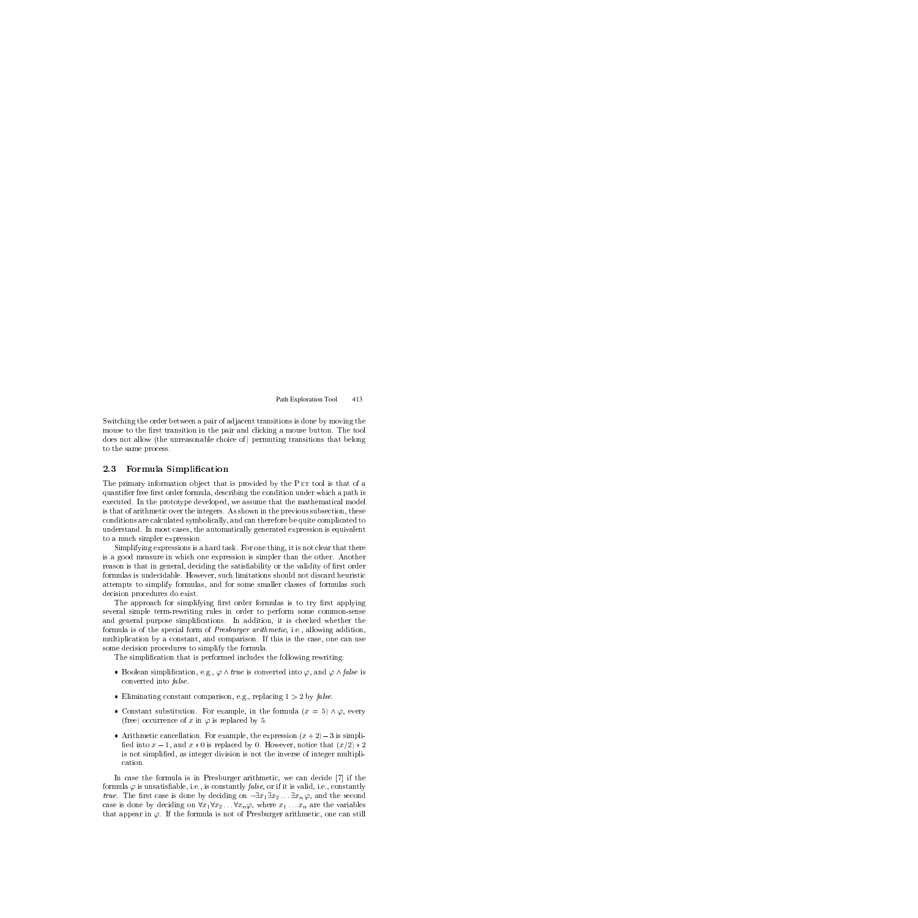Switching the order between a pair of adjacent transitions is done by moving the mouse to the first transition in the pair and clicking a mouse button. The tool does not allow (the unreasonable choice of) permuting transitions that belong to the same process.

### 2.3 Formula Simplification

The primary information object that is provided by the PET tool is that of a quantifier free first order formula, describing the condition under which a path is executed. In the prototype developed, we assume that the mathematical model is that of arithmetic over the integers. As shown in the previous subsection, these conditions are calculated symbolically, and can therefore be quite complicated to understand. In most cases, the automatically generated expression is equivalent to a much simpler expression.

Simplifying expressions is a hard task. For one thing, it is not clear that there is a good measure in which one expression is simpler than the other. Another reason is that in general, deciding the satisfiability or the validity of first order formulas is undecidable. However, such limitations should not discard heuristic attempts to simplify formulas, and for some smaller classes of formulas such decision procedures do exist.

The approach for simplifying first order formulas is to try first applying several simple term-rewriting rules in order to perform some common-sense and general purpose simplifications. In addition, it is checked whether the formula is of the special form of *Presburger arithmetic*, i.e., allowing addition, multiplication by a constant, and comparison. If this is the case, one can use some decision procedures to simplify the formula.

The simplification that is performed includes the following rewriting:

- Boolean simplification, e.g., $\varphi \wedge \textit{true}$ is converted into $\varphi$, and $\varphi \wedge \textit{false}$ is converted into *false*.
- Eliminating constant comparison, e.g., replacing $1 > 2$ by *false*.
- Constant substitution. For example, in the formula $(x = 5) \wedge \varphi$, every (free) occurrence of $x$ in $\varphi$ is replaced by 5.
- Arithmetic cancellation. For example, the expression $(x + 2) - 3$ is simplified into $x - 1$, and $x * 0$ is replaced by 0. However, notice that $(x/2) * 2$ is not simplified, as integer division is not the inverse of integer multiplication.

In case the formula is in Presburger arithmetic, we can decide [7] if the formula $\varphi$ is unsatisfiable, i.e., is constantly *false*, or if it is valid, i.e., constantly *true*. The first case is done by deciding on $\neg\exists x_1 \exists x_2 \ldots \exists x_n \varphi$, and the second case is done by deciding on $\forall x_1 \forall x_2 \ldots \forall x_n \varphi$, where $x_1 \ldots x_n$ are the variables that appear in $\varphi$. If the formula is not of Presburger arithmetic, one can still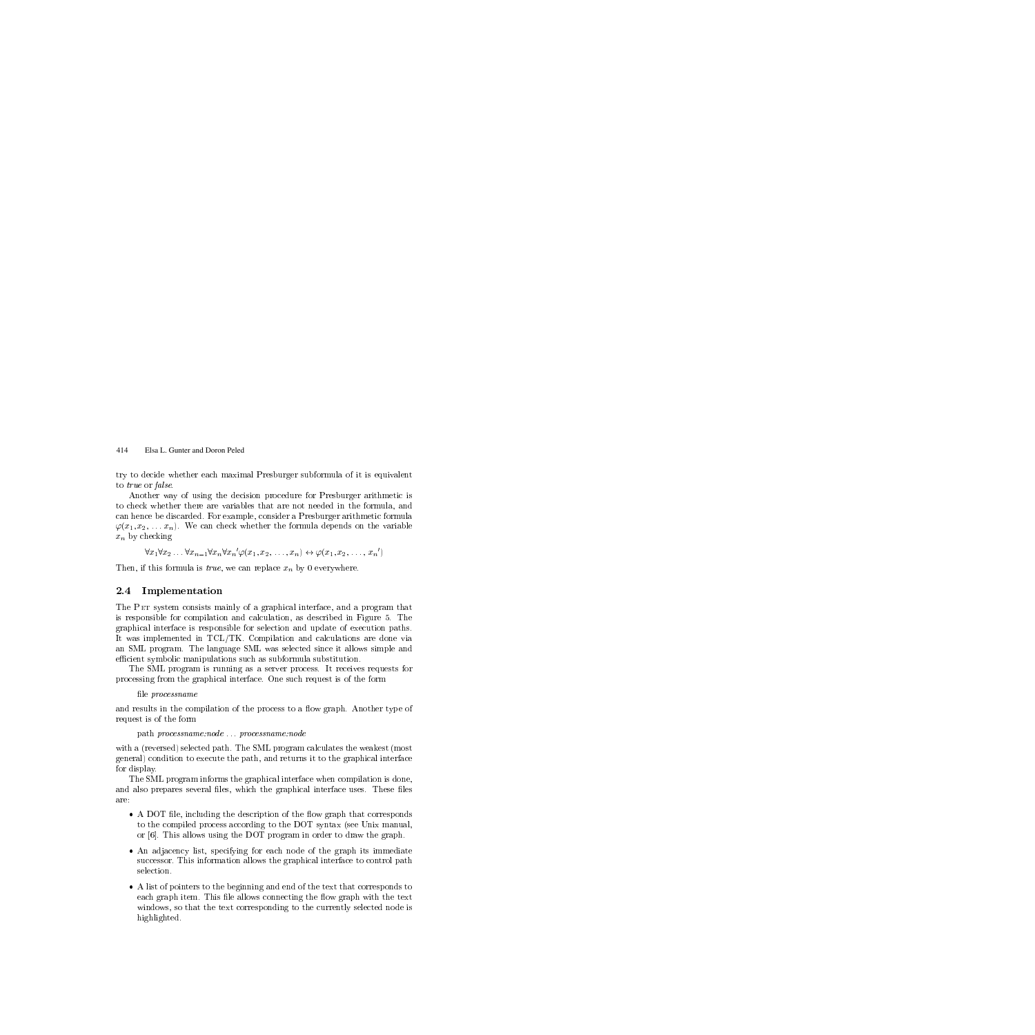try to decide whether each maximal Presburger subformula of it is equivalent to *true* or *false*.

Another way of using the decision procedure for Presburger arithmetic is to check whether there are variables that are not needed in the formula, and can hence be discarded. For example, consider a Presburger arithmetic formula $\varphi(x_1, x_2, \ldots x_n)$. We can check whether the formula depends on the variable $x_n$ by checking

$$\forall x_1 \forall x_2 \ldots \forall x_{n-1} \forall x_n \forall x_n{}' \varphi(x_1, x_2, \ldots, x_n) \leftrightarrow \varphi(x_1, x_2, \ldots, x_n{}')$$

Then, if this formula is *true*, we can replace $x_n$ by 0 everywhere.

## 2.4 Implementation

The PET system consists mainly of a graphical interface, and a program that is responsible for compilation and calculation, as described in Figure 5. The graphical interface is responsible for selection and update of execution paths. It was implemented in TCL/TK. Compilation and calculations are done via an SML program. The language SML was selected since it allows simple and efficient symbolic manipulations such as subformula substitution.

The SML program is running as a server process. It receives requests for processing from the graphical interface. One such request is of the form

file *processname*

and results in the compilation of the process to a flow graph. Another type of request is of the form

path *processname:node* ... *processname:node*

with a (reversed) selected path. The SML program calculates the weakest (most general) condition to execute the path, and returns it to the graphical interface for display.

The SML program informs the graphical interface when compilation is done, and also prepares several files, which the graphical interface uses. These files are:

- A DOT file, including the description of the flow graph that corresponds to the compiled process according to the DOT syntax (see Unix manual, or [6]. This allows using the DOT program in order to draw the graph.
- An adjacency list, specifying for each node of the graph its immediate successor. This information allows the graphical interface to control path selection.
- A list of pointers to the beginning and end of the text that corresponds to each graph item. This file allows connecting the flow graph with the text windows, so that the text corresponding to the currently selected node is highlighted.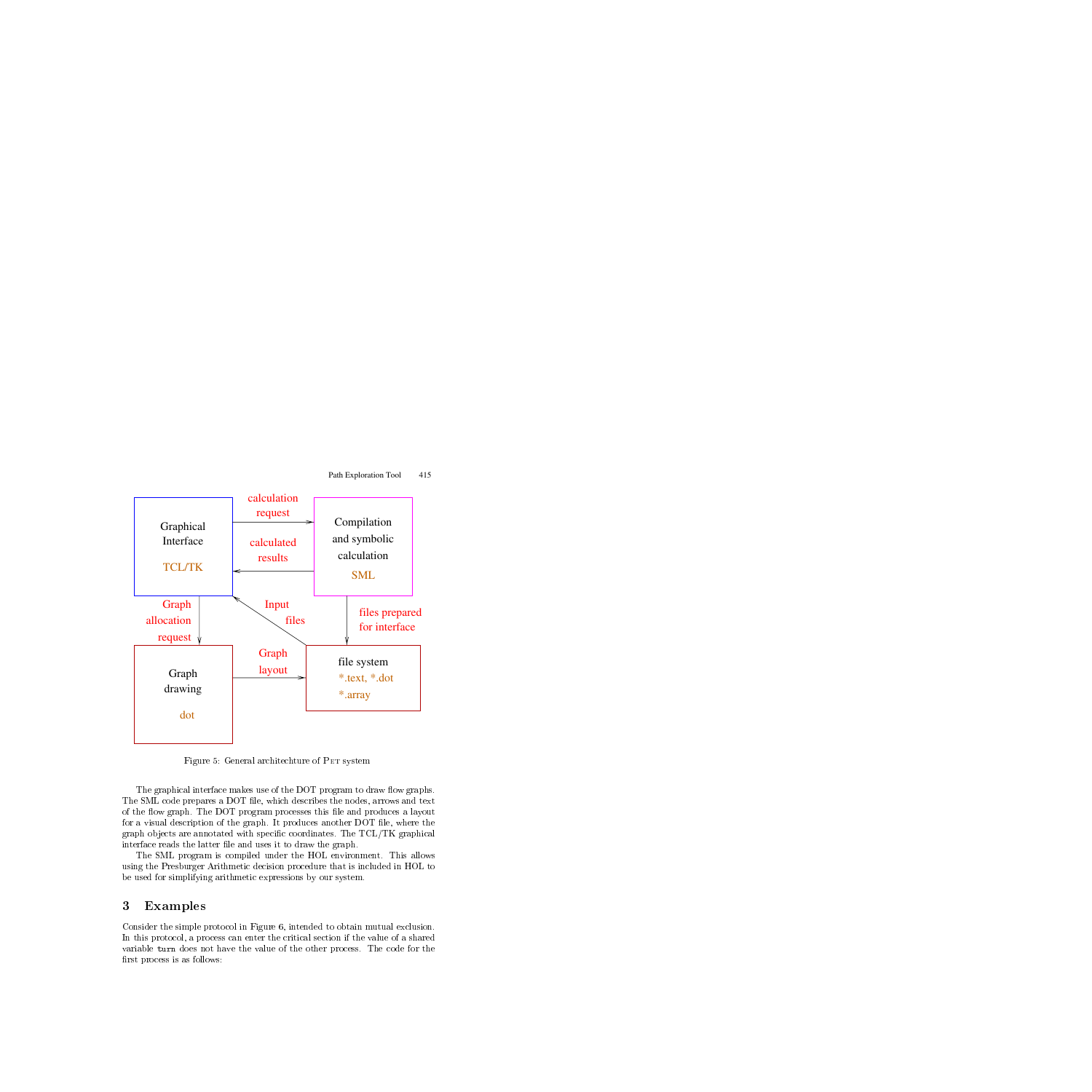Figure 5: General architechture of PET system

The graphical interface makes use of the DOT program to draw flow graphs. The SML code prepares a DOT file, which describes the nodes, arrows and text of the flow graph. The DOT program processes this file and produces a layout for a visual description of the graph. It produces another DOT file, where the graph objects are annotated with specific coordinates. The TCL/TK graphical interface reads the latter file and uses it to draw the graph.

The SML program is compiled under the HOL environment. This allows using the Presburger Arithmetic decision procedure that is included in HOL to be used for simplifying arithmetic expressions by our system.

## 3 Examples

Consider the simple protocol in Figure 6, intended to obtain mutual exclusion. In this protocol, a process can enter the critical section if the value of a shared variable `turn` does not have the value of the other process. The code for the first process is as follows: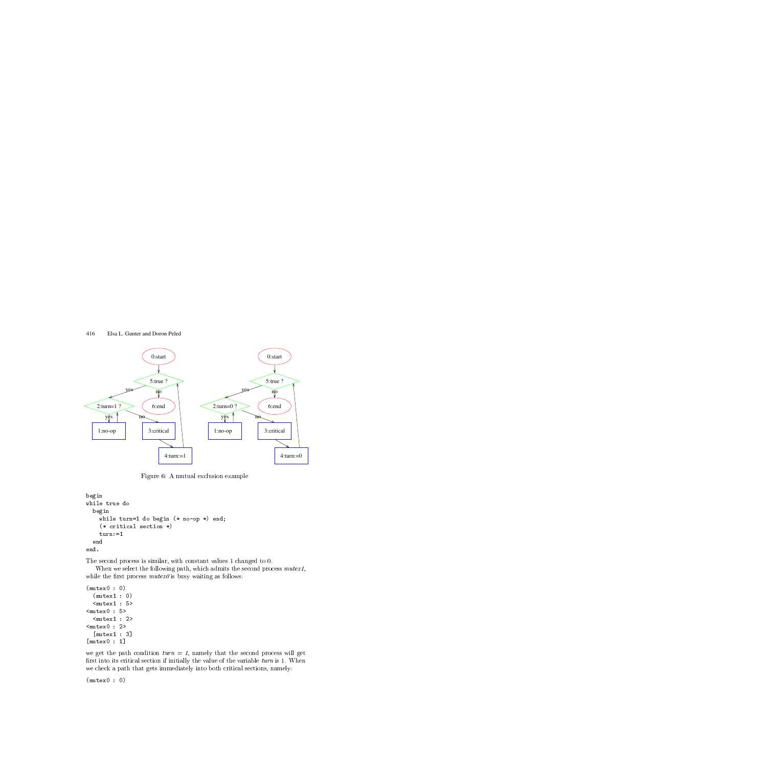Figure 6: A mutual exclusion example

```
begin
while true do
  begin
    while turn=1 do begin (* no-op *) end;
    (* critical section *)
    turn:=1
  end
end.
```

The second process is similar, with constant values 1 changed to 0.

When we select the following path, which admits the second process *mutex1*, while the first process *mutex0* is busy waiting as follows:

```
(mutex0 : 0)
  (mutex1 : 0)
  <mutex1 : 5>
<mutex0 : 5>
  <mutex1 : 2>
<mutex0 : 2>
  [mutex1 : 3]
[mutex0 : 1]
```

we get the path condition $turn = 1$, namely that the second process will get first into its critical section if initially the value of the variable *turn* is 1. When we check a path that gets immediately into both critical sections, namely:

```
(mutex0 : 0)
```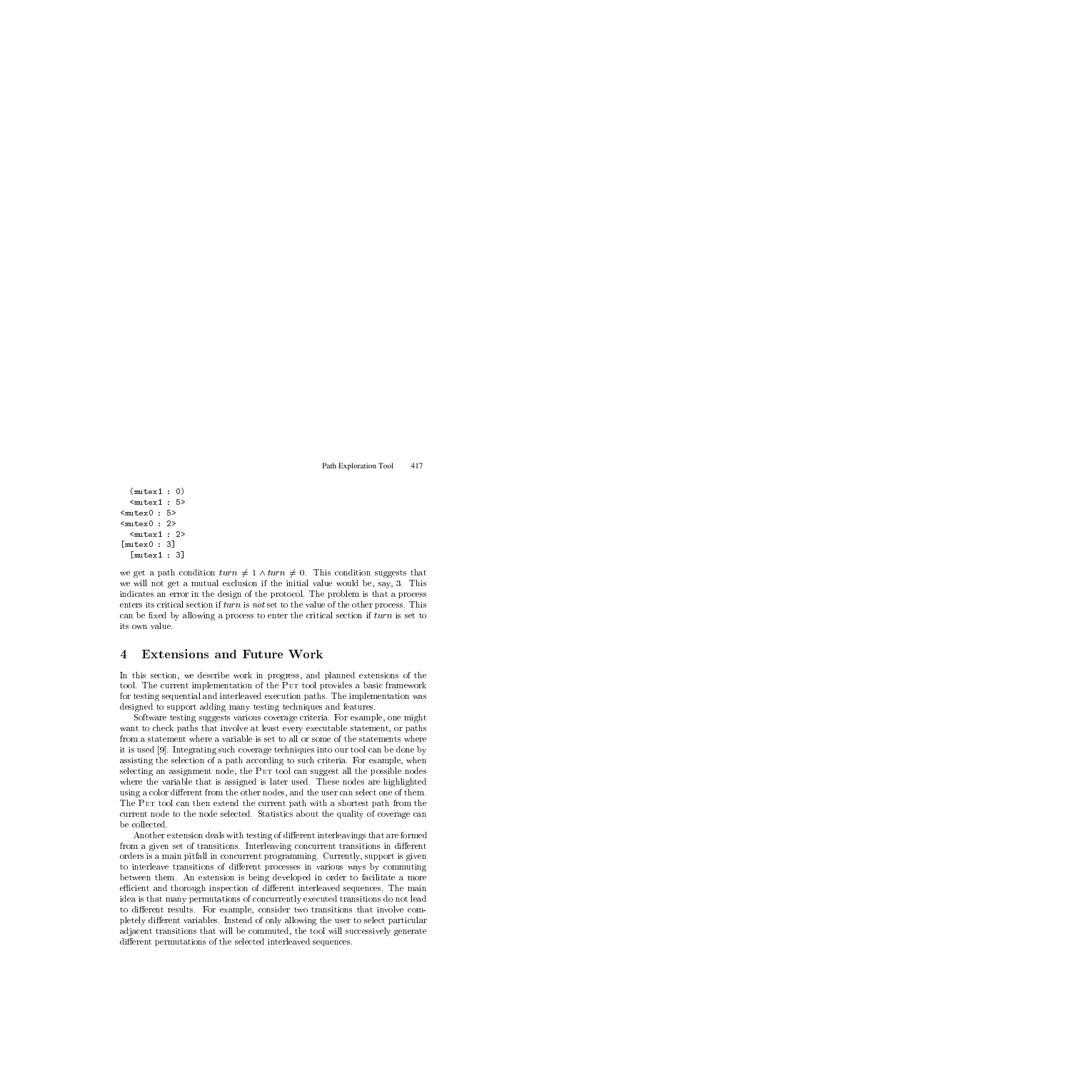```
  (mutex1 : 0)
  <mutex1 : 5>
<mutex0 : 5>
<mutex0 : 2>
  <mutex1 : 2>
[mutex0 : 3]
  [mutex1 : 3]
```

we get a path condition $turn \neq 1 \wedge turn \neq 0$. This condition suggests that we will not get a mutual exclusion if the initial value would be, say, 3. This indicates an error in the design of the protocol. The problem is that a process enters its critical section if $turn$ is *not* set to the value of the other process. This can be fixed by allowing a process to enter the critical section if $turn$ is set to its own value.

## 4 Extensions and Future Work

In this section, we describe work in progress, and planned extensions of the tool. The current implementation of the PET tool provides a basic framework for testing sequential and interleaved execution paths. The implementation was designed to support adding many testing techniques and features.

Software testing suggests various coverage criteria. For example, one might want to check paths that involve at least every executable statement, or paths from a statement where a variable is set to all or some of the statements where it is used [9]. Integrating such coverage techniques into our tool can be done by assisting the selection of a path according to such criteria. For example, when selecting an assignment node, the PET tool can suggest all the possible nodes where the variable that is assigned is later used. These nodes are highlighted using a color different from the other nodes, and the user can select one of them. The PET tool can then extend the current path with a shortest path from the current node to the node selected. Statistics about the quality of coverage can be collected.

Another extension deals with testing of different interleavings that are formed from a given set of transitions. Interleaving concurrent transitions in different orders is a main pitfall in concurrent programming. Currently, support is given to interleave transitions of different processes in various ways by commuting between them. An extension is being developed in order to facilitate a more efficient and thorough inspection of different interleaved sequences. The main idea is that many permutations of concurrently executed transitions do not lead to different results. For example, consider two transitions that involve completely different variables. Instead of only allowing the user to select particular adjacent transitions that will be commuted, the tool will successively generate different permutations of the selected interleaved sequences.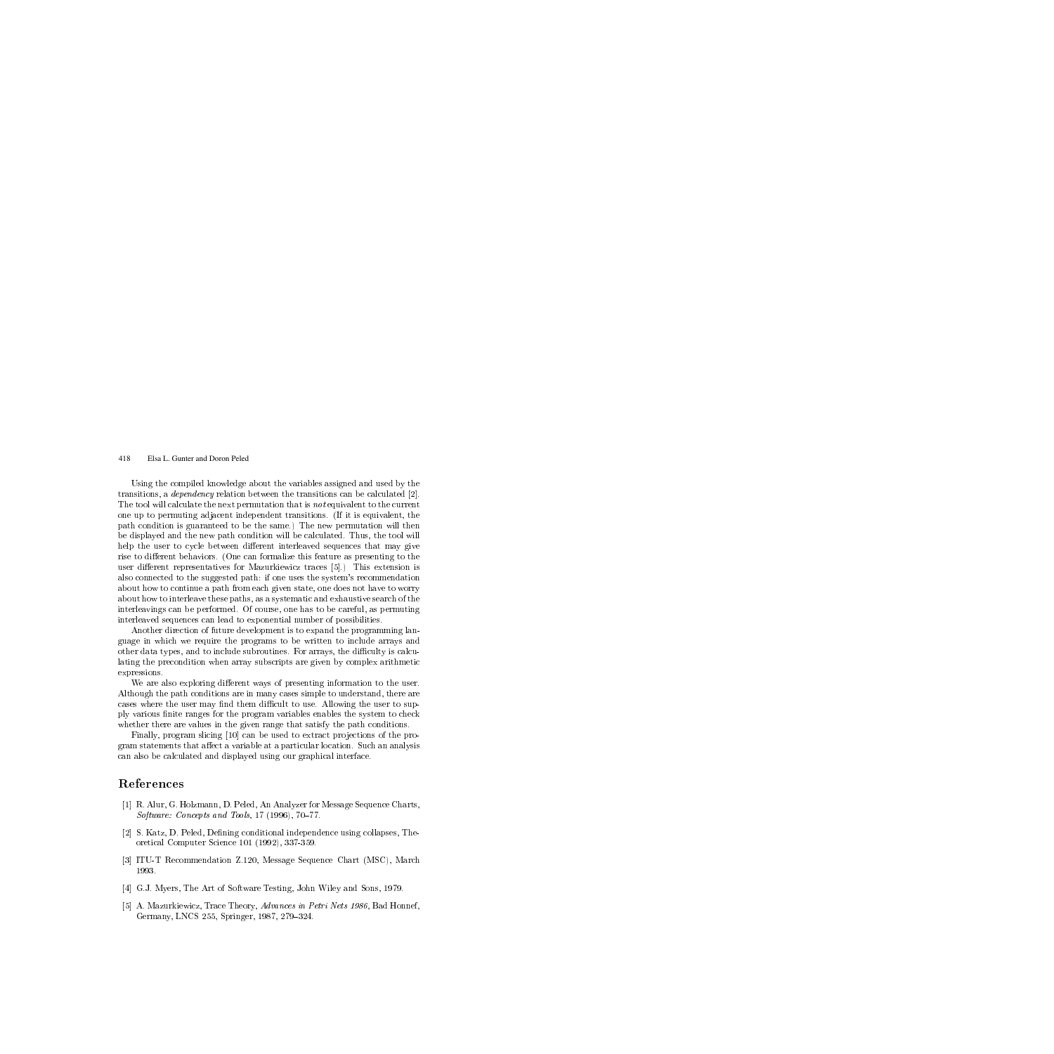Using the compiled knowledge about the variables assigned and used by the transitions, a *dependency* relation between the transitions can be calculated [2]. The tool will calculate the next permutation that is *not* equivalent to the current one up to permuting adjacent independent transitions. (If it is equivalent, the path condition is guaranteed to be the same.) The new permutation will then be displayed and the new path condition will be calculated. Thus, the tool will help the user to cycle between different interleaved sequences that may give rise to different behaviors. (One can formalize this feature as presenting to the user different representatives for Mazurkiewicz traces [5].) This extension is also connected to the suggested path: if one uses the system's recommendation about how to continue a path from each given state, one does not have to worry about how to interleave these paths, as a systematic and exhaustive search of the interleavings can be performed. Of course, one has to be careful, as permuting interleaved sequences can lead to exponential number of possibilities.

Another direction of future development is to expand the programming language in which we require the programs to be written to include arrays and other data types, and to include subroutines. For arrays, the difficulty is calculating the precondition when array subscripts are given by complex arithmetic expressions.

We are also exploring different ways of presenting information to the user. Although the path conditions are in many cases simple to understand, there are cases where the user may find them difficult to use. Allowing the user to supply various finite ranges for the program variables enables the system to check whether there are values in the given range that satisfy the path conditions.

Finally, program slicing [10] can be used to extract projections of the program statements that affect a variable at a particular location. Such an analysis can also be calculated and displayed using our graphical interface.

## References

[1] R. Alur, G. Holzmann, D. Peled, An Analyzer for Message Sequence Charts, *Software: Concepts and Tools*, 17 (1996), 70–77.

[2] S. Katz, D. Peled, Defining conditional independence using collapses, Theoretical Computer Science 101 (1992), 337-359.

[3] ITU-T Recommendation Z.120, Message Sequence Chart (MSC), March 1993.

[4] G.J. Myers, The Art of Software Testing, John Wiley and Sons, 1979.

[5] A. Mazurkiewicz, Trace Theory, *Advances in Petri Nets 1986*, Bad Honnef, Germany, LNCS 255, Springer, 1987, 279–324.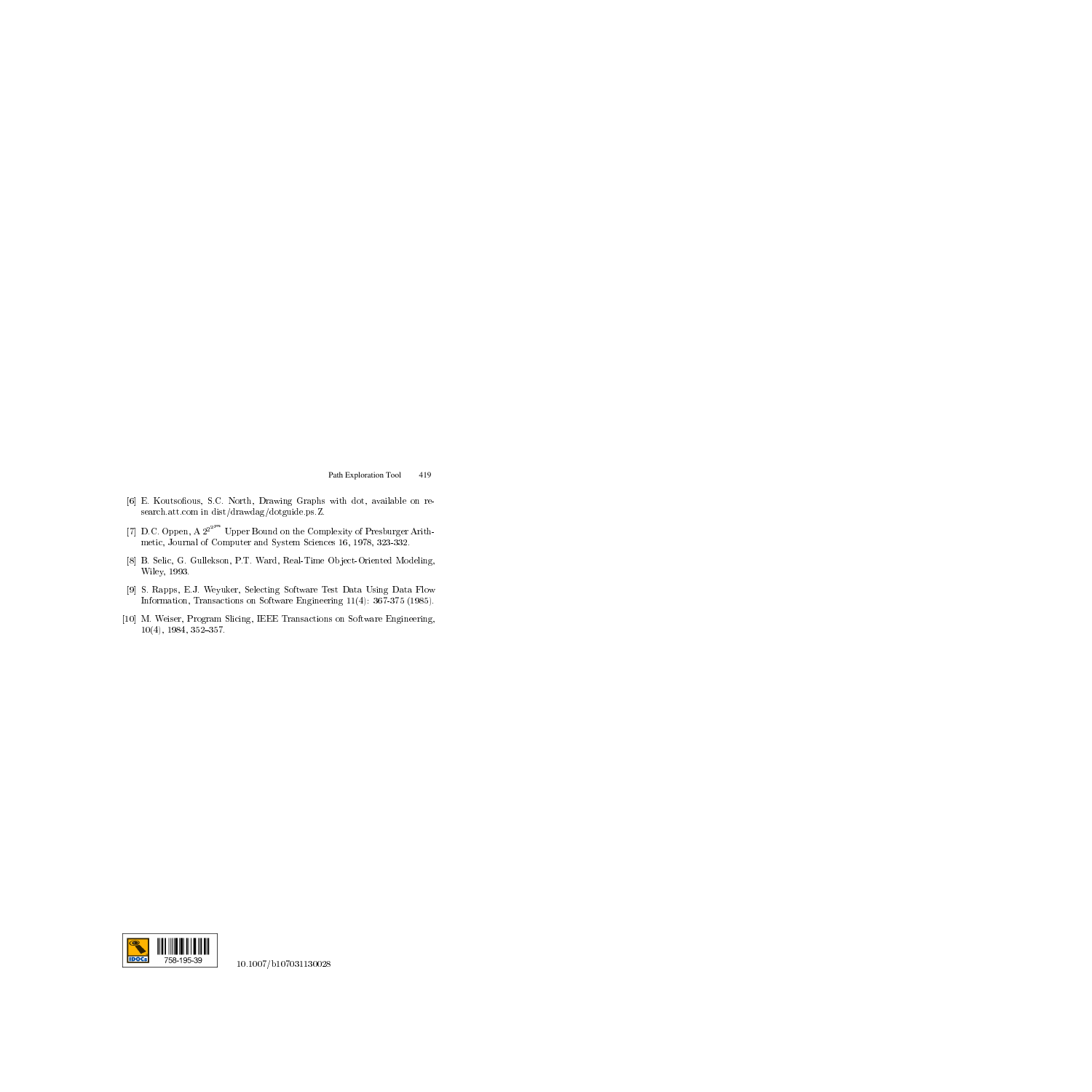[6] E. Koutsofious, S.C. North, Drawing Graphs with dot, available on research.att.com in dist/drawdag/dotguide.ps.Z.

[7] D.C. Oppen, A $2^{2^{2^{pn}}}$ Upper Bound on the Complexity of Presburger Arithmetic, Journal of Computer and System Sciences 16, 1978, 323-332.

[8] B. Selic, G. Gullekson, P.T. Ward, Real-Time Object-Oriented Modeling, Wiley, 1993.

[9] S. Rapps, E.J. Weyuker, Selecting Software Test Data Using Data Flow Information, Transactions on Software Engineering 11(4): 367-375 (1985).

[10] M. Weiser, Program Slicing, IEEE Transactions on Software Engineering, 10(4), 1984, 352–357.

10.1007/b107031130028